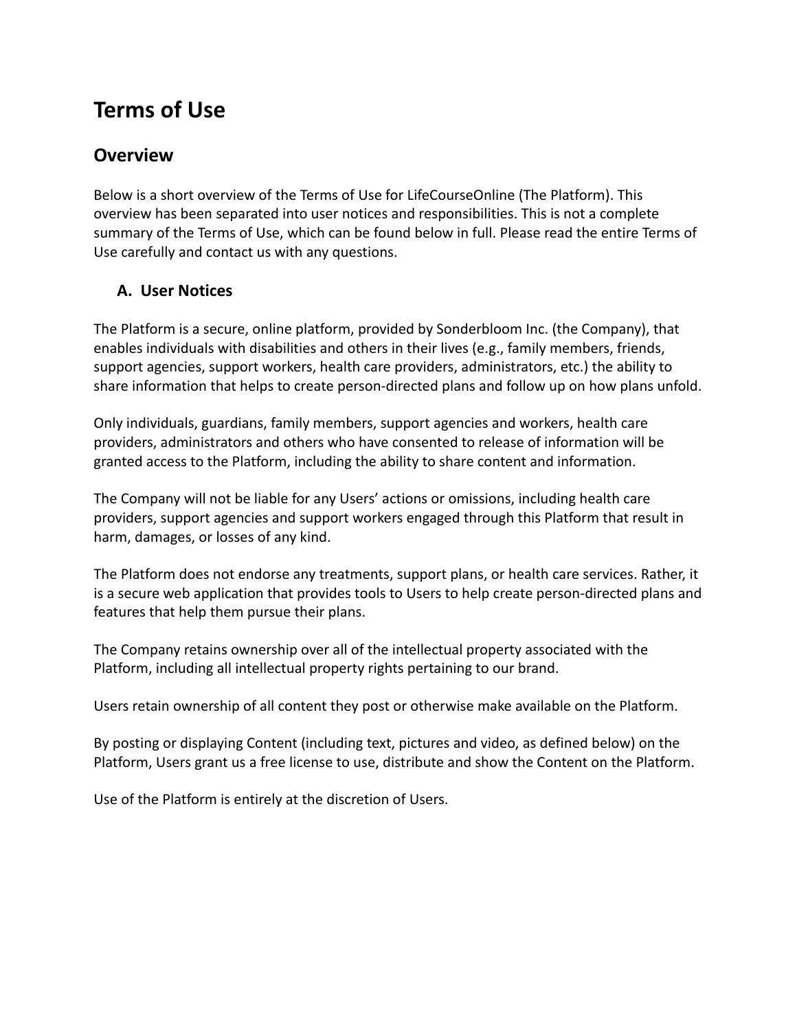# Terms of Use

## Overview

Below is a short overview of the Terms of Use for LifeCourseOnline (The Platform). This overview has been separated into user notices and responsibilities. This is not a complete summary of the Terms of Use, which can be found below in full. Please read the entire Terms of Use carefully and contact us with any questions.

### A. User Notices

The Platform is a secure, online platform, provided by Sonderbloom Inc. (the Company), that enables individuals with disabilities and others in their lives (e.g., family members, friends, support agencies, support workers, health care providers, administrators, etc.) the ability to share information that helps to create person-directed plans and follow up on how plans unfold.

Only individuals, guardians, family members, support agencies and workers, health care providers, administrators and others who have consented to release of information will be granted access to the Platform, including the ability to share content and information.

The Company will not be liable for any Users' actions or omissions, including health care providers, support agencies and support workers engaged through this Platform that result in harm, damages, or losses of any kind.

The Platform does not endorse any treatments, support plans, or health care services. Rather, it is a secure web application that provides tools to Users to help create person-directed plans and features that help them pursue their plans.

The Company retains ownership over all of the intellectual property associated with the Platform, including all intellectual property rights pertaining to our brand.

Users retain ownership of all content they post or otherwise make available on the Platform.

By posting or displaying Content (including text, pictures and video, as defined below) on the Platform, Users grant us a free license to use, distribute and show the Content on the Platform.

Use of the Platform is entirely at the discretion of Users.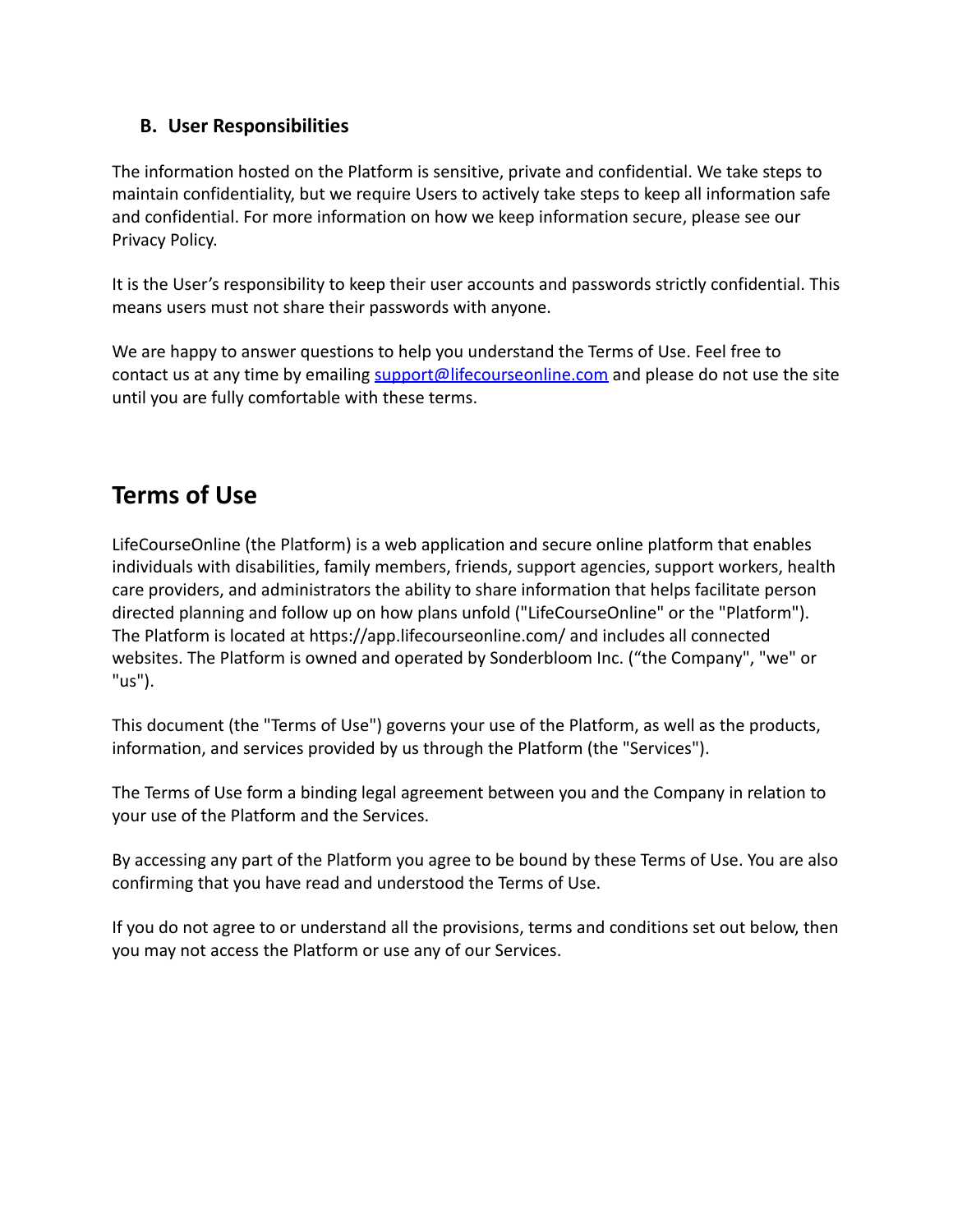### B. User Responsibilities

The information hosted on the Platform is sensitive, private and confidential. We take steps to maintain confidentiality, but we require Users to actively take steps to keep all information safe and confidential. For more information on how we keep information secure, please see our Privacy Policy.

It is the User's responsibility to keep their user accounts and passwords strictly confidential. This means users must not share their passwords with anyone.

We are happy to answer questions to help you understand the Terms of Use. Feel free to contact us at any time by emailing [support@lifecourseonline.com](mailto:support@lifecourseonline.com) and please do not use the site until you are fully comfortable with these terms.

## Terms of Use

LifeCourseOnline (the Platform) is a web application and secure online platform that enables individuals with disabilities, family members, friends, support agencies, support workers, health care providers, and administrators the ability to share information that helps facilitate person directed planning and follow up on how plans unfold ("LifeCourseOnline" or the "Platform"). The Platform is located at https://app.lifecourseonline.com/ and includes all connected websites. The Platform is owned and operated by Sonderbloom Inc. ("the Company", "we" or "us").

This document (the "Terms of Use") governs your use of the Platform, as well as the products, information, and services provided by us through the Platform (the "Services").

The Terms of Use form a binding legal agreement between you and the Company in relation to your use of the Platform and the Services.

By accessing any part of the Platform you agree to be bound by these Terms of Use. You are also confirming that you have read and understood the Terms of Use.

If you do not agree to or understand all the provisions, terms and conditions set out below, then you may not access the Platform or use any of our Services.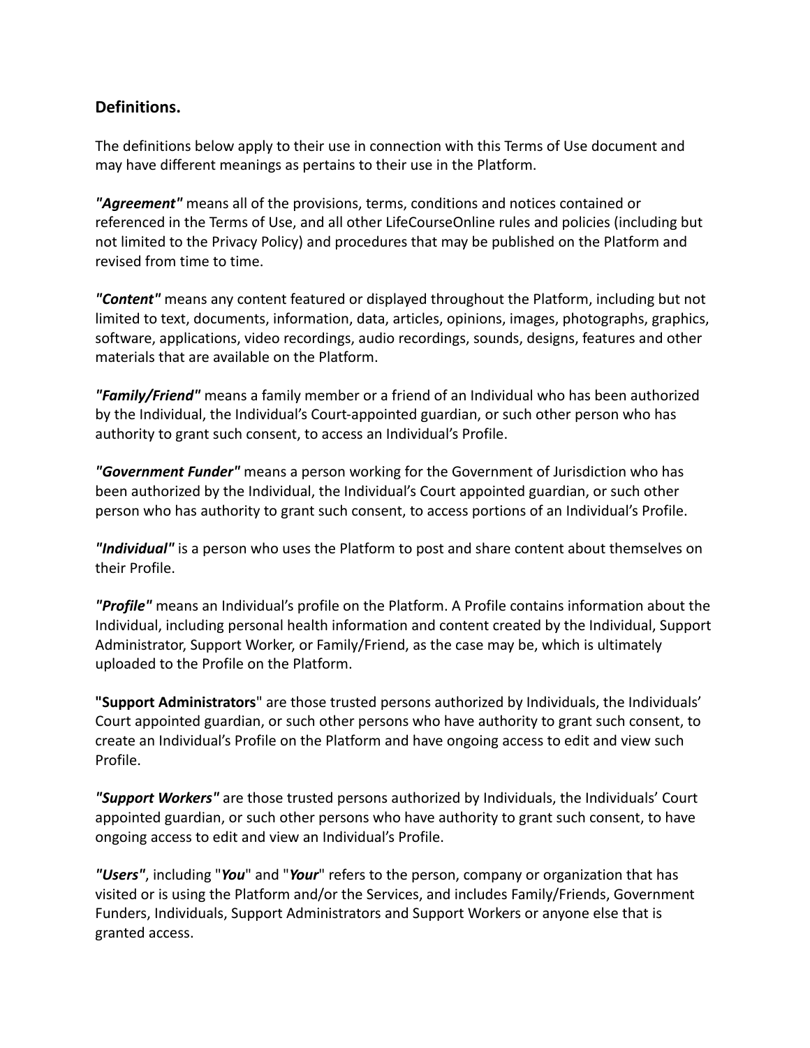## Definitions.

The definitions below apply to their use in connection with this Terms of Use document and may have different meanings as pertains to their use in the Platform.

***"Agreement"*** means all of the provisions, terms, conditions and notices contained or referenced in the Terms of Use, and all other LifeCourseOnline rules and policies (including but not limited to the Privacy Policy) and procedures that may be published on the Platform and revised from time to time.

***"Content"*** means any content featured or displayed throughout the Platform, including but not limited to text, documents, information, data, articles, opinions, images, photographs, graphics, software, applications, video recordings, audio recordings, sounds, designs, features and other materials that are available on the Platform.

***"Family/Friend"*** means a family member or a friend of an Individual who has been authorized by the Individual, the Individual's Court-appointed guardian, or such other person who has authority to grant such consent, to access an Individual's Profile.

***"Government Funder"*** means a person working for the Government of Jurisdiction who has been authorized by the Individual, the Individual's Court appointed guardian, or such other person who has authority to grant such consent, to access portions of an Individual's Profile.

***"Individual"*** is a person who uses the Platform to post and share content about themselves on their Profile.

***"Profile"*** means an Individual's profile on the Platform. A Profile contains information about the Individual, including personal health information and content created by the Individual, Support Administrator, Support Worker, or Family/Friend, as the case may be, which is ultimately uploaded to the Profile on the Platform.

**"Support Administrators**" are those trusted persons authorized by Individuals, the Individuals' Court appointed guardian, or such other persons who have authority to grant such consent, to create an Individual's Profile on the Platform and have ongoing access to edit and view such Profile.

***"Support Workers"*** are those trusted persons authorized by Individuals, the Individuals' Court appointed guardian, or such other persons who have authority to grant such consent, to have ongoing access to edit and view an Individual's Profile.

***"Users"***, including "***You***" and "***Your***" refers to the person, company or organization that has visited or is using the Platform and/or the Services, and includes Family/Friends, Government Funders, Individuals, Support Administrators and Support Workers or anyone else that is granted access.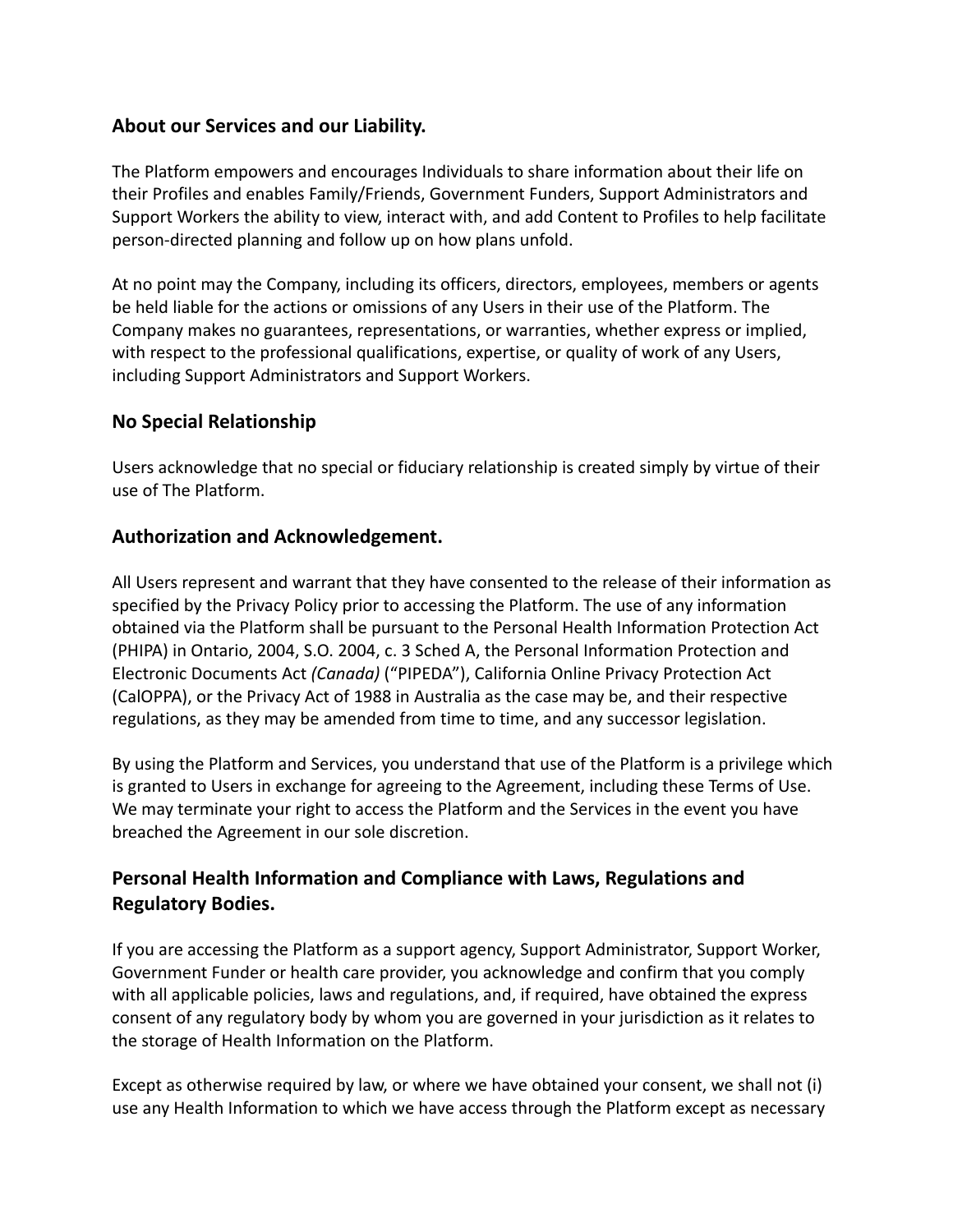## About our Services and our Liability.

The Platform empowers and encourages Individuals to share information about their life on their Profiles and enables Family/Friends, Government Funders, Support Administrators and Support Workers the ability to view, interact with, and add Content to Profiles to help facilitate person-directed planning and follow up on how plans unfold.

At no point may the Company, including its officers, directors, employees, members or agents be held liable for the actions or omissions of any Users in their use of the Platform. The Company makes no guarantees, representations, or warranties, whether express or implied, with respect to the professional qualifications, expertise, or quality of work of any Users, including Support Administrators and Support Workers.

## No Special Relationship

Users acknowledge that no special or fiduciary relationship is created simply by virtue of their use of The Platform.

## Authorization and Acknowledgement.

All Users represent and warrant that they have consented to the release of their information as specified by the Privacy Policy prior to accessing the Platform. The use of any information obtained via the Platform shall be pursuant to the Personal Health Information Protection Act (PHIPA) in Ontario, 2004, S.O. 2004, c. 3 Sched A, the Personal Information Protection and Electronic Documents Act *(Canada)* ("PIPEDA"), California Online Privacy Protection Act (CalOPPA), or the Privacy Act of 1988 in Australia as the case may be, and their respective regulations, as they may be amended from time to time, and any successor legislation.

By using the Platform and Services, you understand that use of the Platform is a privilege which is granted to Users in exchange for agreeing to the Agreement, including these Terms of Use. We may terminate your right to access the Platform and the Services in the event you have breached the Agreement in our sole discretion.

## Personal Health Information and Compliance with Laws, Regulations and Regulatory Bodies.

If you are accessing the Platform as a support agency, Support Administrator, Support Worker, Government Funder or health care provider, you acknowledge and confirm that you comply with all applicable policies, laws and regulations, and, if required, have obtained the express consent of any regulatory body by whom you are governed in your jurisdiction as it relates to the storage of Health Information on the Platform.

Except as otherwise required by law, or where we have obtained your consent, we shall not (i) use any Health Information to which we have access through the Platform except as necessary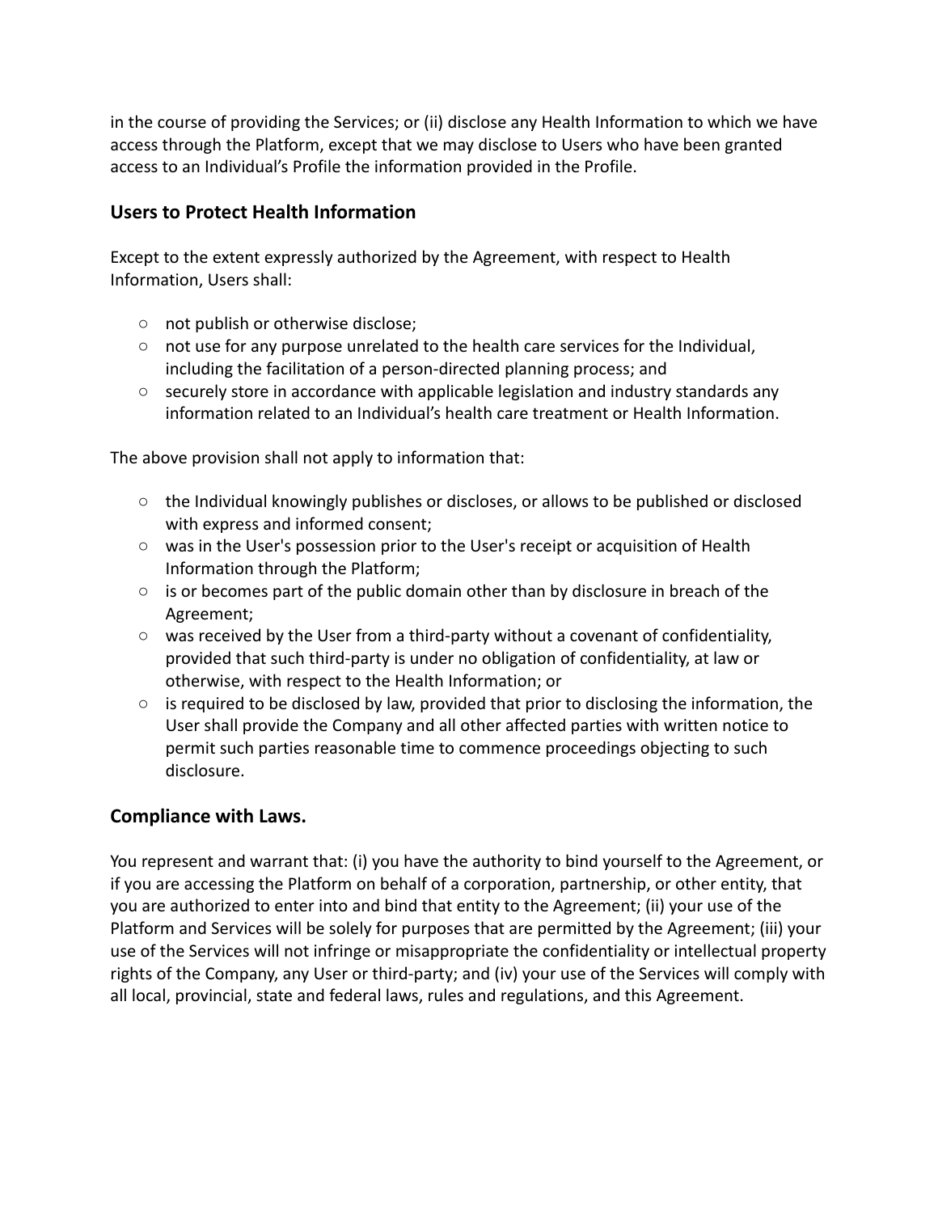in the course of providing the Services; or (ii) disclose any Health Information to which we have access through the Platform, except that we may disclose to Users who have been granted access to an Individual's Profile the information provided in the Profile.

## Users to Protect Health Information

Except to the extent expressly authorized by the Agreement, with respect to Health Information, Users shall:

- not publish or otherwise disclose;
- not use for any purpose unrelated to the health care services for the Individual, including the facilitation of a person-directed planning process; and
- securely store in accordance with applicable legislation and industry standards any information related to an Individual's health care treatment or Health Information.

The above provision shall not apply to information that:

- the Individual knowingly publishes or discloses, or allows to be published or disclosed with express and informed consent;
- was in the User's possession prior to the User's receipt or acquisition of Health Information through the Platform;
- is or becomes part of the public domain other than by disclosure in breach of the Agreement;
- was received by the User from a third-party without a covenant of confidentiality, provided that such third-party is under no obligation of confidentiality, at law or otherwise, with respect to the Health Information; or
- is required to be disclosed by law, provided that prior to disclosing the information, the User shall provide the Company and all other affected parties with written notice to permit such parties reasonable time to commence proceedings objecting to such disclosure.

## Compliance with Laws.

You represent and warrant that: (i) you have the authority to bind yourself to the Agreement, or if you are accessing the Platform on behalf of a corporation, partnership, or other entity, that you are authorized to enter into and bind that entity to the Agreement; (ii) your use of the Platform and Services will be solely for purposes that are permitted by the Agreement; (iii) your use of the Services will not infringe or misappropriate the confidentiality or intellectual property rights of the Company, any User or third-party; and (iv) your use of the Services will comply with all local, provincial, state and federal laws, rules and regulations, and this Agreement.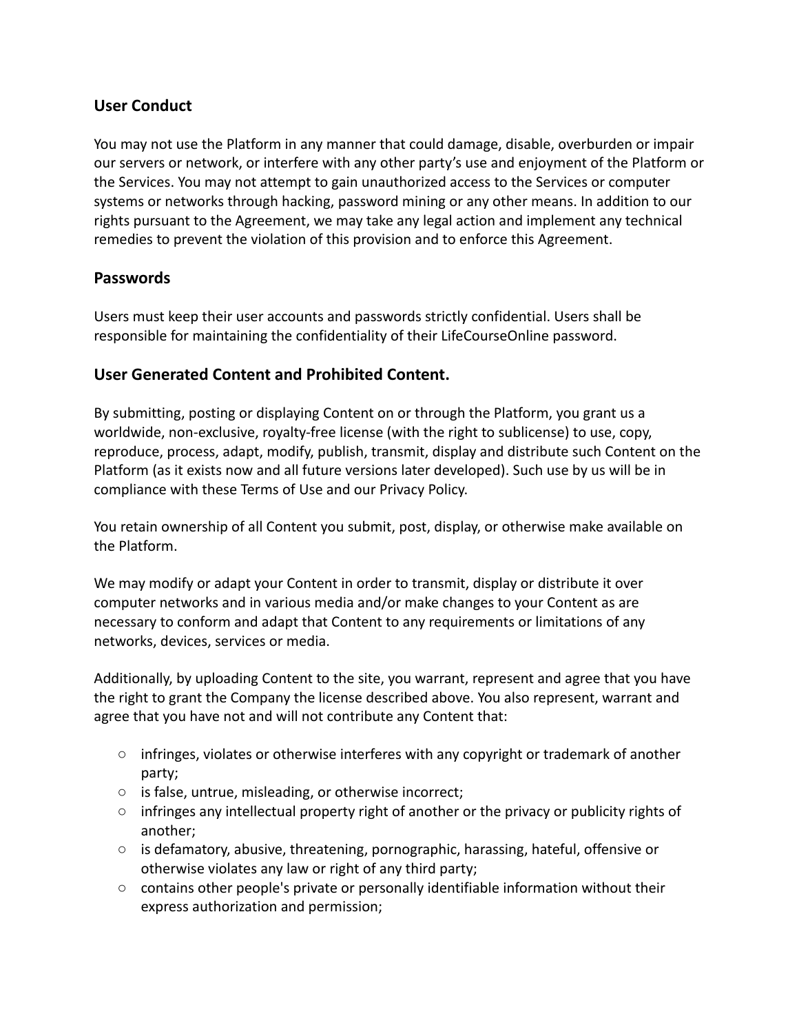## User Conduct

You may not use the Platform in any manner that could damage, disable, overburden or impair our servers or network, or interfere with any other party's use and enjoyment of the Platform or the Services. You may not attempt to gain unauthorized access to the Services or computer systems or networks through hacking, password mining or any other means. In addition to our rights pursuant to the Agreement, we may take any legal action and implement any technical remedies to prevent the violation of this provision and to enforce this Agreement.

## Passwords

Users must keep their user accounts and passwords strictly confidential. Users shall be responsible for maintaining the confidentiality of their LifeCourseOnline password.

## User Generated Content and Prohibited Content.

By submitting, posting or displaying Content on or through the Platform, you grant us a worldwide, non-exclusive, royalty-free license (with the right to sublicense) to use, copy, reproduce, process, adapt, modify, publish, transmit, display and distribute such Content on the Platform (as it exists now and all future versions later developed). Such use by us will be in compliance with these Terms of Use and our Privacy Policy.

You retain ownership of all Content you submit, post, display, or otherwise make available on the Platform.

We may modify or adapt your Content in order to transmit, display or distribute it over computer networks and in various media and/or make changes to your Content as are necessary to conform and adapt that Content to any requirements or limitations of any networks, devices, services or media.

Additionally, by uploading Content to the site, you warrant, represent and agree that you have the right to grant the Company the license described above. You also represent, warrant and agree that you have not and will not contribute any Content that:

- infringes, violates or otherwise interferes with any copyright or trademark of another party;
- is false, untrue, misleading, or otherwise incorrect;
- infringes any intellectual property right of another or the privacy or publicity rights of another;
- is defamatory, abusive, threatening, pornographic, harassing, hateful, offensive or otherwise violates any law or right of any third party;
- contains other people's private or personally identifiable information without their express authorization and permission;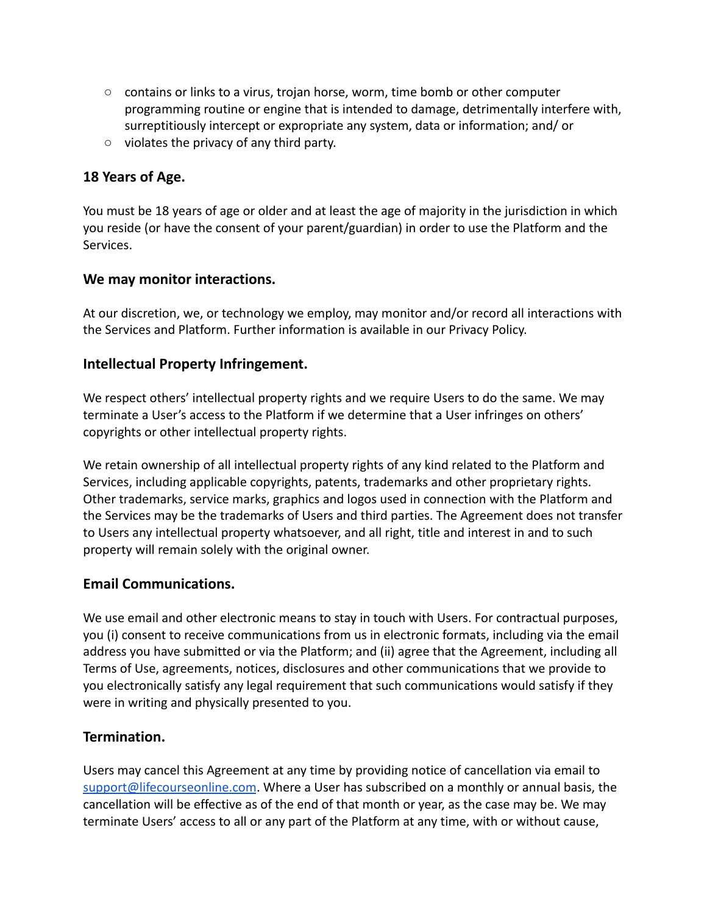- contains or links to a virus, trojan horse, worm, time bomb or other computer programming routine or engine that is intended to damage, detrimentally interfere with, surreptitiously intercept or expropriate any system, data or information; and/ or
  - violates the privacy of any third party.

### 18 Years of Age.

You must be 18 years of age or older and at least the age of majority in the jurisdiction in which you reside (or have the consent of your parent/guardian) in order to use the Platform and the Services.

### We may monitor interactions.

At our discretion, we, or technology we employ, may monitor and/or record all interactions with the Services and Platform. Further information is available in our Privacy Policy.

### Intellectual Property Infringement.

We respect others' intellectual property rights and we require Users to do the same. We may terminate a User's access to the Platform if we determine that a User infringes on others' copyrights or other intellectual property rights.

We retain ownership of all intellectual property rights of any kind related to the Platform and Services, including applicable copyrights, patents, trademarks and other proprietary rights. Other trademarks, service marks, graphics and logos used in connection with the Platform and the Services may be the trademarks of Users and third parties. The Agreement does not transfer to Users any intellectual property whatsoever, and all right, title and interest in and to such property will remain solely with the original owner.

### Email Communications.

We use email and other electronic means to stay in touch with Users. For contractual purposes, you (i) consent to receive communications from us in electronic formats, including via the email address you have submitted or via the Platform; and (ii) agree that the Agreement, including all Terms of Use, agreements, notices, disclosures and other communications that we provide to you electronically satisfy any legal requirement that such communications would satisfy if they were in writing and physically presented to you.

### Termination.

Users may cancel this Agreement at any time by providing notice of cancellation via email to [support@lifecourseonline.com](mailto:support@lifecourseonline.com). Where a User has subscribed on a monthly or annual basis, the cancellation will be effective as of the end of that month or year, as the case may be. We may terminate Users' access to all or any part of the Platform at any time, with or without cause,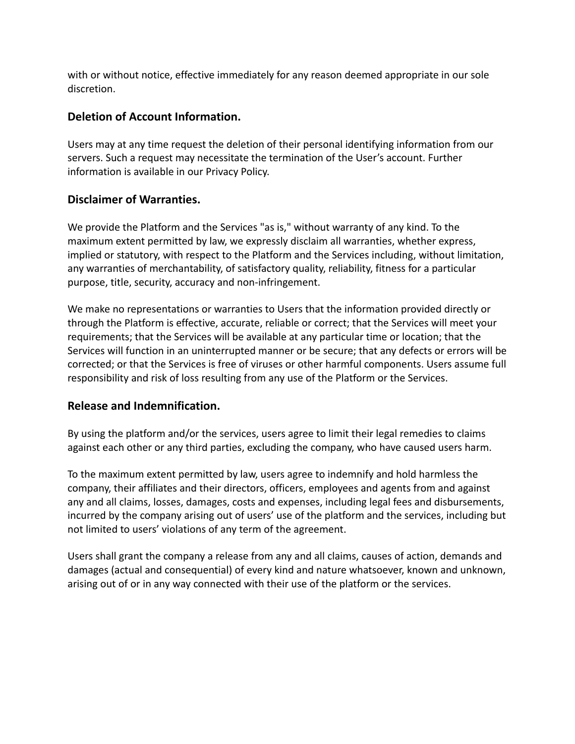with or without notice, effective immediately for any reason deemed appropriate in our sole discretion.

### Deletion of Account Information.

Users may at any time request the deletion of their personal identifying information from our servers. Such a request may necessitate the termination of the User's account. Further information is available in our Privacy Policy.

### Disclaimer of Warranties.

We provide the Platform and the Services "as is," without warranty of any kind. To the maximum extent permitted by law, we expressly disclaim all warranties, whether express, implied or statutory, with respect to the Platform and the Services including, without limitation, any warranties of merchantability, of satisfactory quality, reliability, fitness for a particular purpose, title, security, accuracy and non-infringement.

We make no representations or warranties to Users that the information provided directly or through the Platform is effective, accurate, reliable or correct; that the Services will meet your requirements; that the Services will be available at any particular time or location; that the Services will function in an uninterrupted manner or be secure; that any defects or errors will be corrected; or that the Services is free of viruses or other harmful components. Users assume full responsibility and risk of loss resulting from any use of the Platform or the Services.

### Release and Indemnification.

By using the platform and/or the services, users agree to limit their legal remedies to claims against each other or any third parties, excluding the company, who have caused users harm.

To the maximum extent permitted by law, users agree to indemnify and hold harmless the company, their affiliates and their directors, officers, employees and agents from and against any and all claims, losses, damages, costs and expenses, including legal fees and disbursements, incurred by the company arising out of users' use of the platform and the services, including but not limited to users' violations of any term of the agreement.

Users shall grant the company a release from any and all claims, causes of action, demands and damages (actual and consequential) of every kind and nature whatsoever, known and unknown, arising out of or in any way connected with their use of the platform or the services.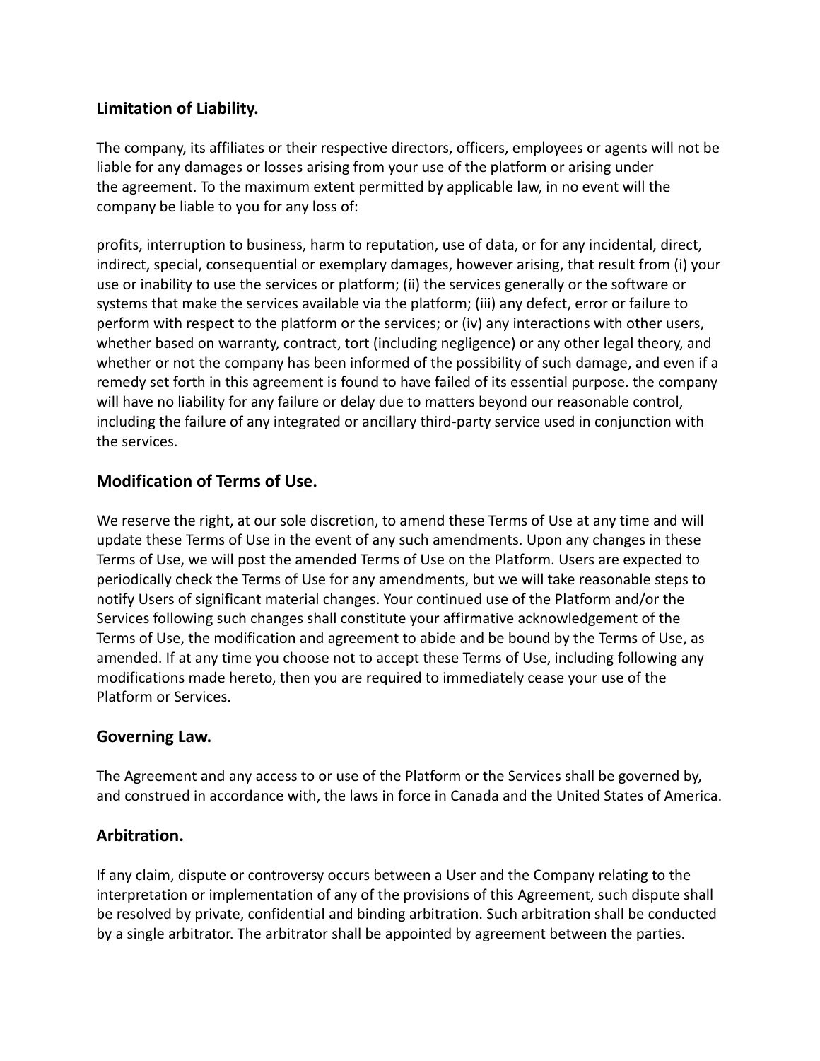### Limitation of Liability.

The company, its affiliates or their respective directors, officers, employees or agents will not be liable for any damages or losses arising from your use of the platform or arising under the agreement. To the maximum extent permitted by applicable law, in no event will the company be liable to you for any loss of:

profits, interruption to business, harm to reputation, use of data, or for any incidental, direct, indirect, special, consequential or exemplary damages, however arising, that result from (i) your use or inability to use the services or platform; (ii) the services generally or the software or systems that make the services available via the platform; (iii) any defect, error or failure to perform with respect to the platform or the services; or (iv) any interactions with other users, whether based on warranty, contract, tort (including negligence) or any other legal theory, and whether or not the company has been informed of the possibility of such damage, and even if a remedy set forth in this agreement is found to have failed of its essential purpose. the company will have no liability for any failure or delay due to matters beyond our reasonable control, including the failure of any integrated or ancillary third-party service used in conjunction with the services.

### Modification of Terms of Use.

We reserve the right, at our sole discretion, to amend these Terms of Use at any time and will update these Terms of Use in the event of any such amendments. Upon any changes in these Terms of Use, we will post the amended Terms of Use on the Platform. Users are expected to periodically check the Terms of Use for any amendments, but we will take reasonable steps to notify Users of significant material changes. Your continued use of the Platform and/or the Services following such changes shall constitute your affirmative acknowledgement of the Terms of Use, the modification and agreement to abide and be bound by the Terms of Use, as amended. If at any time you choose not to accept these Terms of Use, including following any modifications made hereto, then you are required to immediately cease your use of the Platform or Services.

### Governing Law.

The Agreement and any access to or use of the Platform or the Services shall be governed by, and construed in accordance with, the laws in force in Canada and the United States of America.

### Arbitration.

If any claim, dispute or controversy occurs between a User and the Company relating to the interpretation or implementation of any of the provisions of this Agreement, such dispute shall be resolved by private, confidential and binding arbitration. Such arbitration shall be conducted by a single arbitrator. The arbitrator shall be appointed by agreement between the parties.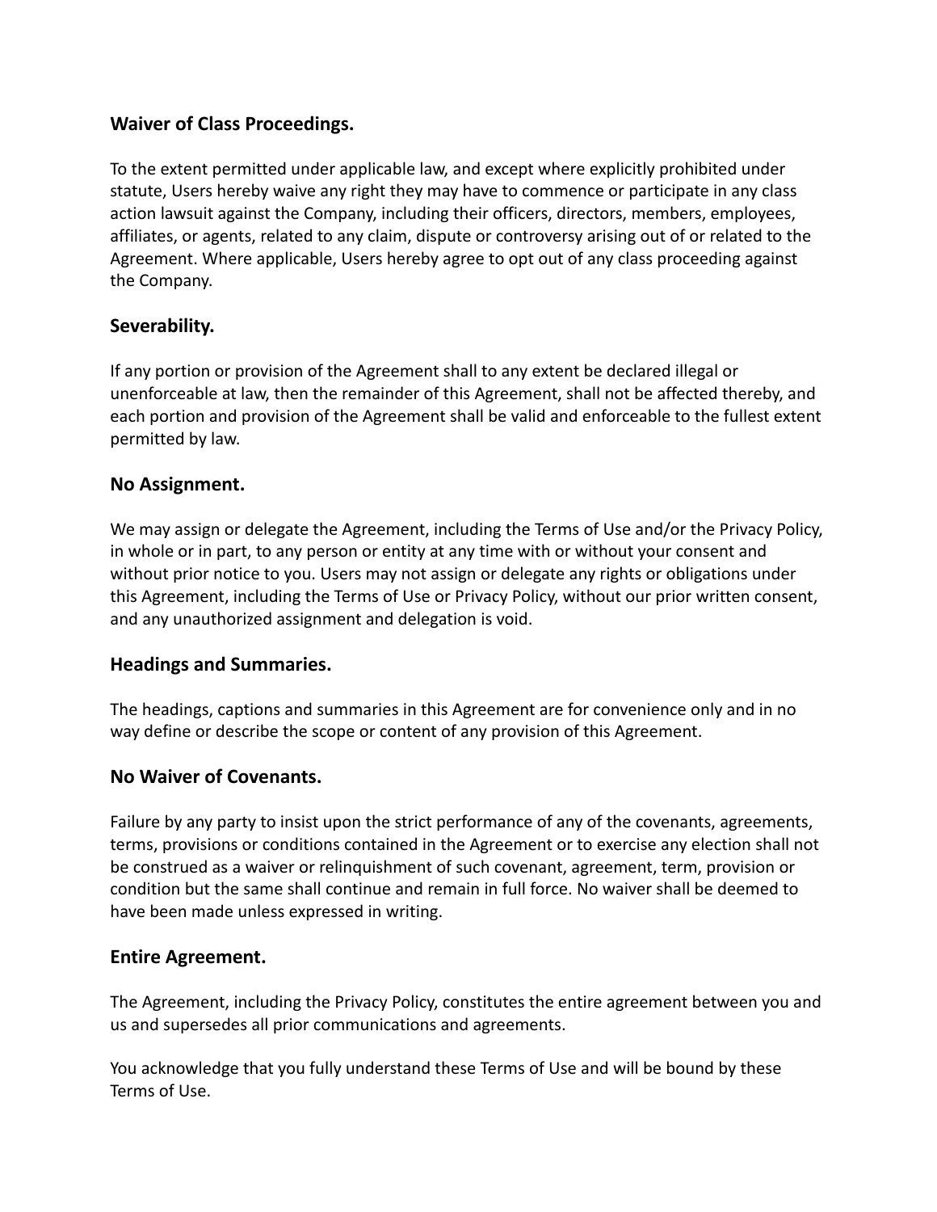### Waiver of Class Proceedings.

To the extent permitted under applicable law, and except where explicitly prohibited under statute, Users hereby waive any right they may have to commence or participate in any class action lawsuit against the Company, including their officers, directors, members, employees, affiliates, or agents, related to any claim, dispute or controversy arising out of or related to the Agreement. Where applicable, Users hereby agree to opt out of any class proceeding against the Company.

### Severability.

If any portion or provision of the Agreement shall to any extent be declared illegal or unenforceable at law, then the remainder of this Agreement, shall not be affected thereby, and each portion and provision of the Agreement shall be valid and enforceable to the fullest extent permitted by law.

### No Assignment.

We may assign or delegate the Agreement, including the Terms of Use and/or the Privacy Policy, in whole or in part, to any person or entity at any time with or without your consent and without prior notice to you. Users may not assign or delegate any rights or obligations under this Agreement, including the Terms of Use or Privacy Policy, without our prior written consent, and any unauthorized assignment and delegation is void.

### Headings and Summaries.

The headings, captions and summaries in this Agreement are for convenience only and in no way define or describe the scope or content of any provision of this Agreement.

### No Waiver of Covenants.

Failure by any party to insist upon the strict performance of any of the covenants, agreements, terms, provisions or conditions contained in the Agreement or to exercise any election shall not be construed as a waiver or relinquishment of such covenant, agreement, term, provision or condition but the same shall continue and remain in full force. No waiver shall be deemed to have been made unless expressed in writing.

### Entire Agreement.

The Agreement, including the Privacy Policy, constitutes the entire agreement between you and us and supersedes all prior communications and agreements.

You acknowledge that you fully understand these Terms of Use and will be bound by these Terms of Use.